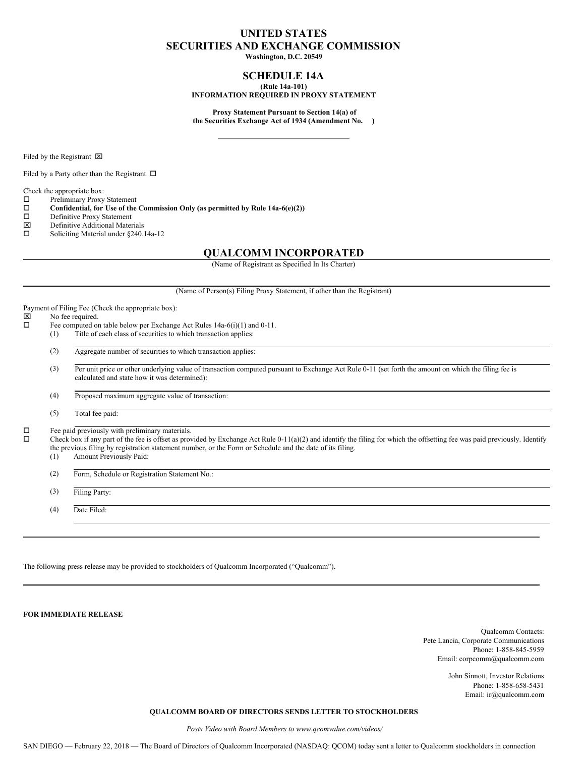# UNITED STATES SECURITIES AND EXCHANGE COMMISSION

**Washington, D.C. 20549**

## SCHEDULE 14A

**(Rule 14a-101)**
**INFORMATION REQUIRED IN PROXY STATEMENT**

**Proxy Statement Pursuant to Section 14(a) of the Securities Exchange Act of 1934 (Amendment No. )**

Filed by the Registrant ☒

Filed by a Party other than the Registrant ☐

Check the appropriate box:

☐ Preliminary Proxy Statement
☐ **Confidential, for Use of the Commission Only (as permitted by Rule 14a-6(e)(2))**
☐ Definitive Proxy Statement
☒ Definitive Additional Materials
☐ Soliciting Material under §240.14a-12

## QUALCOMM INCORPORATED

(Name of Registrant as Specified In Its Charter)

(Name of Person(s) Filing Proxy Statement, if other than the Registrant)

Payment of Filing Fee (Check the appropriate box):

☒ No fee required.
☐ Fee computed on table below per Exchange Act Rules 14a-6(i)(1) and 0-11.

(1) Title of each class of securities to which transaction applies:

(2) Aggregate number of securities to which transaction applies:

(3) Per unit price or other underlying value of transaction computed pursuant to Exchange Act Rule 0-11 (set forth the amount on which the filing fee is calculated and state how it was determined):

(4) Proposed maximum aggregate value of transaction:

(5) Total fee paid:

☐ Fee paid previously with preliminary materials.
☐ Check box if any part of the fee is offset as provided by Exchange Act Rule 0-11(a)(2) and identify the filing for which the offsetting fee was paid previously. Identify the previous filing by registration statement number, or the Form or Schedule and the date of its filing.

(1) Amount Previously Paid:

(2) Form, Schedule or Registration Statement No.:

(3) Filing Party:

(4) Date Filed:

---

The following press release may be provided to stockholders of Qualcomm Incorporated ("Qualcomm").

---

**FOR IMMEDIATE RELEASE**

Qualcomm Contacts:
Pete Lancia, Corporate Communications
Phone: 1-858-845-5959
Email: corpcomm@qualcomm.com

John Sinnott, Investor Relations
Phone: 1-858-658-5431
Email: ir@qualcomm.com

**QUALCOMM BOARD OF DIRECTORS SENDS LETTER TO STOCKHOLDERS**

*Posts Video with Board Members to www.qcomvalue.com/videos/*

SAN DIEGO — February 22, 2018 — The Board of Directors of Qualcomm Incorporated (NASDAQ: QCOM) today sent a letter to Qualcomm stockholders in connection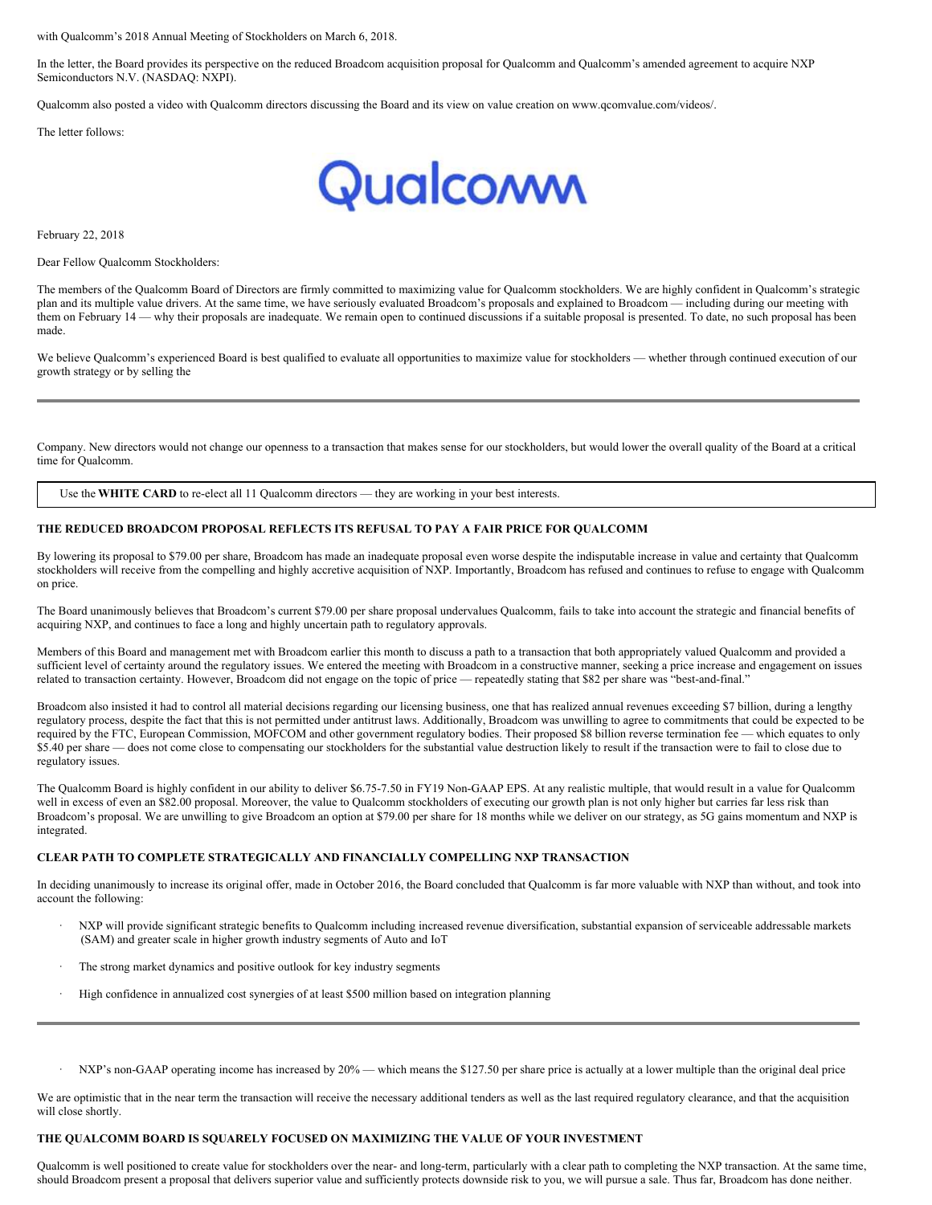with Qualcomm's 2018 Annual Meeting of Stockholders on March 6, 2018.

In the letter, the Board provides its perspective on the reduced Broadcom acquisition proposal for Qualcomm and Qualcomm's amended agreement to acquire NXP Semiconductors N.V. (NASDAQ: NXPI).

Qualcomm also posted a video with Qualcomm directors discussing the Board and its view on value creation on www.qcomvalue.com/videos/.

The letter follows:

Qualcomm

February 22, 2018

Dear Fellow Qualcomm Stockholders:

The members of the Qualcomm Board of Directors are firmly committed to maximizing value for Qualcomm stockholders. We are highly confident in Qualcomm's strategic plan and its multiple value drivers. At the same time, we have seriously evaluated Broadcom's proposals and explained to Broadcom — including during our meeting with them on February 14 — why their proposals are inadequate. We remain open to continued discussions if a suitable proposal is presented. To date, no such proposal has been made.

We believe Qualcomm's experienced Board is best qualified to evaluate all opportunities to maximize value for stockholders — whether through continued execution of our growth strategy or by selling the Company. New directors would not change our openness to a transaction that makes sense for our stockholders, but would lower the overall quality of the Board at a critical time for Qualcomm.

Use the **WHITE CARD** to re-elect all 11 Qualcomm directors — they are working in your best interests.

**THE REDUCED BROADCOM PROPOSAL REFLECTS ITS REFUSAL TO PAY A FAIR PRICE FOR QUALCOMM**

By lowering its proposal to $79.00 per share, Broadcom has made an inadequate proposal even worse despite the indisputable increase in value and certainty that Qualcomm stockholders will receive from the compelling and highly accretive acquisition of NXP. Importantly, Broadcom has refused and continues to refuse to engage with Qualcomm on price.

The Board unanimously believes that Broadcom's current $79.00 per share proposal undervalues Qualcomm, fails to take into account the strategic and financial benefits of acquiring NXP, and continues to face a long and highly uncertain path to regulatory approvals.

Members of this Board and management met with Broadcom earlier this month to discuss a path to a transaction that both appropriately valued Qualcomm and provided a sufficient level of certainty around the regulatory issues. We entered the meeting with Broadcom in a constructive manner, seeking a price increase and engagement on issues related to transaction certainty. However, Broadcom did not engage on the topic of price — repeatedly stating that $82 per share was "best-and-final."

Broadcom also insisted it had to control all material decisions regarding our licensing business, one that has realized annual revenues exceeding $7 billion, during a lengthy regulatory process, despite the fact that this is not permitted under antitrust laws. Additionally, Broadcom was unwilling to agree to commitments that could be expected to be required by the FTC, European Commission, MOFCOM and other government regulatory bodies. Their proposed $8 billion reverse termination fee — which equates to only $5.40 per share — does not come close to compensating our stockholders for the substantial value destruction likely to result if the transaction were to fail to close due to regulatory issues.

The Qualcomm Board is highly confident in our ability to deliver $6.75-7.50 in FY19 Non-GAAP EPS. At any realistic multiple, that would result in a value for Qualcomm well in excess of even an $82.00 proposal. Moreover, the value to Qualcomm stockholders of executing our growth plan is not only higher but carries far less risk than Broadcom's proposal. We are unwilling to give Broadcom an option at $79.00 per share for 18 months while we deliver on our strategy, as 5G gains momentum and NXP is integrated.

**CLEAR PATH TO COMPLETE STRATEGICALLY AND FINANCIALLY COMPELLING NXP TRANSACTION**

In deciding unanimously to increase its original offer, made in October 2016, the Board concluded that Qualcomm is far more valuable with NXP than without, and took into account the following:

- NXP will provide significant strategic benefits to Qualcomm including increased revenue diversification, substantial expansion of serviceable addressable markets (SAM) and greater scale in higher growth industry segments of Auto and IoT
- The strong market dynamics and positive outlook for key industry segments
- High confidence in annualized cost synergies of at least $500 million based on integration planning
- NXP's non-GAAP operating income has increased by 20% — which means the $127.50 per share price is actually at a lower multiple than the original deal price

We are optimistic that in the near term the transaction will receive the necessary additional tenders as well as the last required regulatory clearance, and that the acquisition will close shortly.

**THE QUALCOMM BOARD IS SQUARELY FOCUSED ON MAXIMIZING THE VALUE OF YOUR INVESTMENT**

Qualcomm is well positioned to create value for stockholders over the near- and long-term, particularly with a clear path to completing the NXP transaction. At the same time, should Broadcom present a proposal that delivers superior value and sufficiently protects downside risk to you, we will pursue a sale. Thus far, Broadcom has done neither.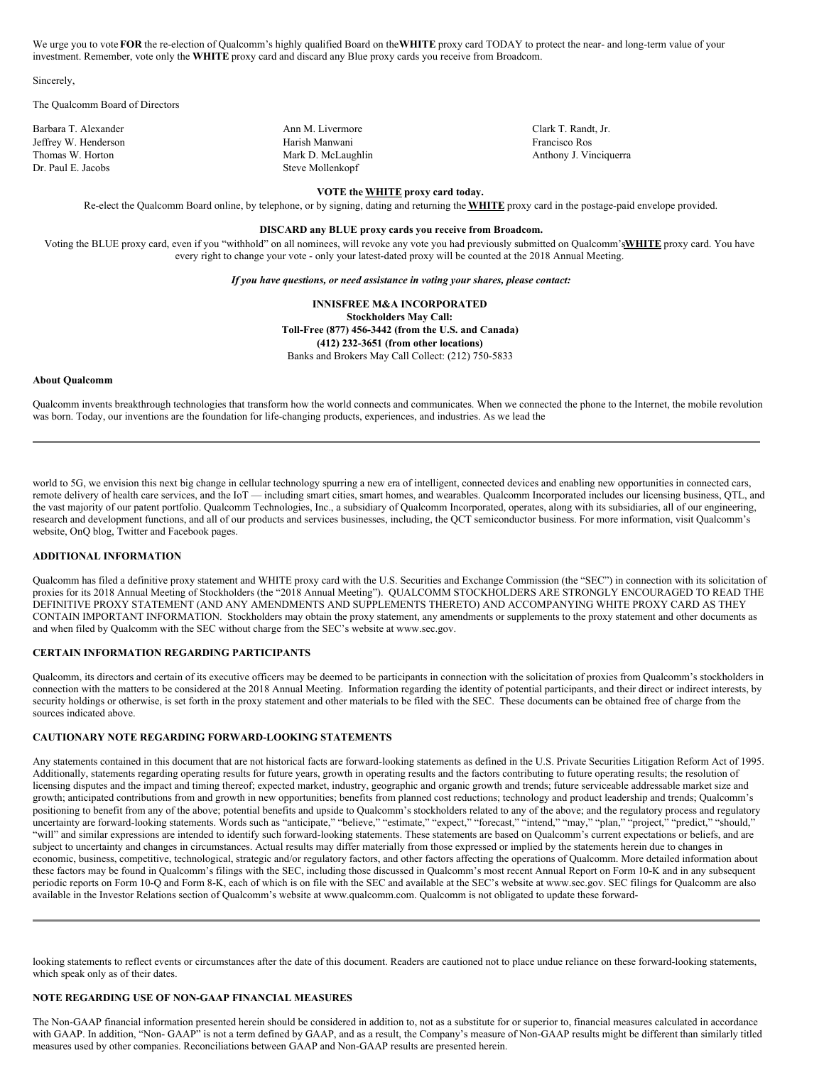We urge you to vote **FOR** the re-election of Qualcomm's highly qualified Board on the **WHITE** proxy card TODAY to protect the near- and long-term value of your investment. Remember, vote only the **WHITE** proxy card and discard any Blue proxy cards you receive from Broadcom.

Sincerely,

The Qualcomm Board of Directors

Barbara T. Alexander
Jeffrey W. Henderson
Thomas W. Horton
Dr. Paul E. Jacobs
Ann M. Livermore
Harish Manwani
Mark D. McLaughlin
Steve Mollenkopf
Clark T. Randt, Jr.
Francisco Ros
Anthony J. Vinciquerra

**VOTE the WHITE proxy card today.**

Re-elect the Qualcomm Board online, by telephone, or by signing, dating and returning the **WHITE** proxy card in the postage-paid envelope provided.

**DISCARD any BLUE proxy cards you receive from Broadcom.**

Voting the BLUE proxy card, even if you "withhold" on all nominees, will revoke any vote you had previously submitted on Qualcomm's **WHITE** proxy card. You have every right to change your vote - only your latest-dated proxy will be counted at the 2018 Annual Meeting.

***If you have questions, or need assistance in voting your shares, please contact:***

**INNISFREE M&A INCORPORATED**
**Stockholders May Call:**
**Toll-Free (877) 456-3442 (from the U.S. and Canada)**
**(412) 232-3651 (from other locations)**
Banks and Brokers May Call Collect: (212) 750-5833

**About Qualcomm**

Qualcomm invents breakthrough technologies that transform how the world connects and communicates. When we connected the phone to the Internet, the mobile revolution was born. Today, our inventions are the foundation for life-changing products, experiences, and industries. As we lead the world to 5G, we envision this next big change in cellular technology spurring a new era of intelligent, connected devices and enabling new opportunities in connected cars, remote delivery of health care services, and the IoT — including smart cities, smart homes, and wearables. Qualcomm Incorporated includes our licensing business, QTL, and the vast majority of our patent portfolio. Qualcomm Technologies, Inc., a subsidiary of Qualcomm Incorporated, operates, along with its subsidiaries, all of our engineering, research and development functions, and all of our products and services businesses, including, the QCT semiconductor business. For more information, visit Qualcomm's website, OnQ blog, Twitter and Facebook pages.

**ADDITIONAL INFORMATION**

Qualcomm has filed a definitive proxy statement and WHITE proxy card with the U.S. Securities and Exchange Commission (the "SEC") in connection with its solicitation of proxies for its 2018 Annual Meeting of Stockholders (the "2018 Annual Meeting"). QUALCOMM STOCKHOLDERS ARE STRONGLY ENCOURAGED TO READ THE DEFINITIVE PROXY STATEMENT (AND ANY AMENDMENTS AND SUPPLEMENTS THERETO) AND ACCOMPANYING WHITE PROXY CARD AS THEY CONTAIN IMPORTANT INFORMATION. Stockholders may obtain the proxy statement, any amendments or supplements to the proxy statement and other documents as and when filed by Qualcomm with the SEC without charge from the SEC's website at www.sec.gov.

**CERTAIN INFORMATION REGARDING PARTICIPANTS**

Qualcomm, its directors and certain of its executive officers may be deemed to be participants in connection with the solicitation of proxies from Qualcomm's stockholders in connection with the matters to be considered at the 2018 Annual Meeting. Information regarding the identity of potential participants, and their direct or indirect interests, by security holdings or otherwise, is set forth in the proxy statement and other materials to be filed with the SEC. These documents can be obtained free of charge from the sources indicated above.

**CAUTIONARY NOTE REGARDING FORWARD-LOOKING STATEMENTS**

Any statements contained in this document that are not historical facts are forward-looking statements as defined in the U.S. Private Securities Litigation Reform Act of 1995. Additionally, statements regarding operating results for future years, growth in operating results and the factors contributing to future operating results; the resolution of licensing disputes and the impact and timing thereof; expected market, industry, geographic and organic growth and trends; future serviceable addressable market size and growth; anticipated contributions from and growth in new opportunities; benefits from planned cost reductions; technology and product leadership and trends; Qualcomm's positioning to benefit from any of the above; potential benefits and upside to Qualcomm's stockholders related to any of the above; and the regulatory process and regulatory uncertainty are forward-looking statements. Words such as "anticipate," "believe," "estimate," "expect," "forecast," "intend," "may," "plan," "project," "predict," "should," "will" and similar expressions are intended to identify such forward-looking statements. These statements are based on Qualcomm's current expectations or beliefs, and are subject to uncertainty and changes in circumstances. Actual results may differ materially from those expressed or implied by the statements herein due to changes in economic, business, competitive, technological, strategic and/or regulatory factors, and other factors affecting the operations of Qualcomm. More detailed information about these factors may be found in Qualcomm's filings with the SEC, including those discussed in Qualcomm's most recent Annual Report on Form 10-K and in any subsequent periodic reports on Form 10-Q and Form 8-K, each of which is on file with the SEC and available at the SEC's website at www.sec.gov. SEC filings for Qualcomm are also available in the Investor Relations section of Qualcomm's website at www.qualcomm.com. Qualcomm is not obligated to update these forward-looking statements to reflect events or circumstances after the date of this document. Readers are cautioned not to place undue reliance on these forward-looking statements, which speak only as of their dates.

**NOTE REGARDING USE OF NON-GAAP FINANCIAL MEASURES**

The Non-GAAP financial information presented herein should be considered in addition to, not as a substitute for or superior to, financial measures calculated in accordance with GAAP. In addition, "Non- GAAP" is not a term defined by GAAP, and as a result, the Company's measure of Non-GAAP results might be different than similarly titled measures used by other companies. Reconciliations between GAAP and Non-GAAP results are presented herein.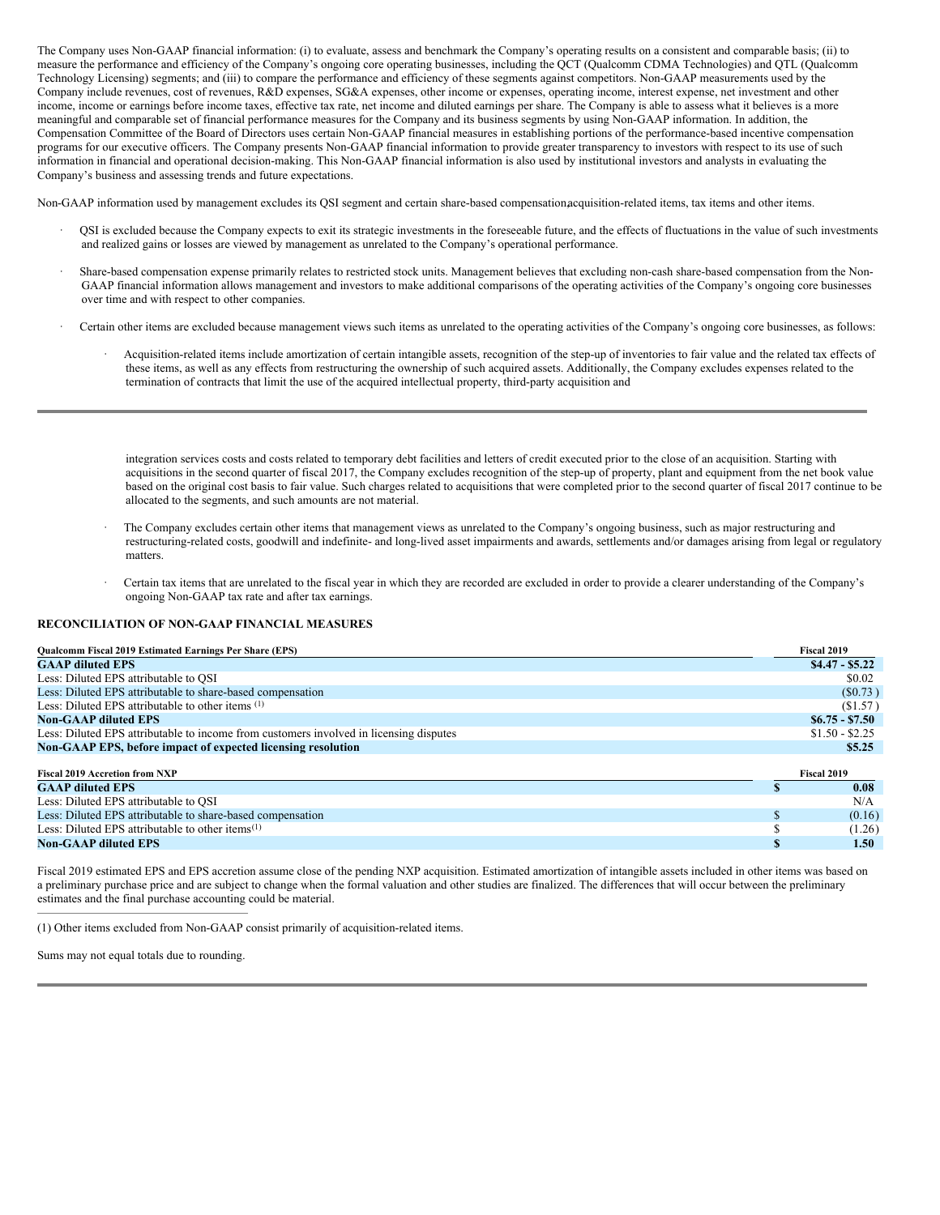The Company uses Non-GAAP financial information: (i) to evaluate, assess and benchmark the Company's operating results on a consistent and comparable basis; (ii) to measure the performance and efficiency of the Company's ongoing core operating businesses, including the QCT (Qualcomm CDMA Technologies) and QTL (Qualcomm Technology Licensing) segments; and (iii) to compare the performance and efficiency of these segments against competitors. Non-GAAP measurements used by the Company include revenues, cost of revenues, R&D expenses, SG&A expenses, other income or expenses, operating income, interest expense, net investment and other income, income or earnings before income taxes, effective tax rate, net income and diluted earnings per share. The Company is able to assess what it believes is a more meaningful and comparable set of financial performance measures for the Company and its business segments by using Non-GAAP information. In addition, the Compensation Committee of the Board of Directors uses certain Non-GAAP financial measures in establishing portions of the performance-based incentive compensation programs for our executive officers. The Company presents Non-GAAP financial information to provide greater transparency to investors with respect to its use of such information in financial and operational decision-making. This Non-GAAP financial information is also used by institutional investors and analysts in evaluating the Company's business and assessing trends and future expectations.

Non-GAAP information used by management excludes its QSI segment and certain share-based compensation,acquisition-related items, tax items and other items.

- QSI is excluded because the Company expects to exit its strategic investments in the foreseeable future, and the effects of fluctuations in the value of such investments and realized gains or losses are viewed by management as unrelated to the Company's operational performance.
- Share-based compensation expense primarily relates to restricted stock units. Management believes that excluding non-cash share-based compensation from the Non-GAAP financial information allows management and investors to make additional comparisons of the operating activities of the Company's ongoing core businesses over time and with respect to other companies.
- Certain other items are excluded because management views such items as unrelated to the operating activities of the Company's ongoing core businesses, as follows:
  - Acquisition-related items include amortization of certain intangible assets, recognition of the step-up of inventories to fair value and the related tax effects of these items, as well as any effects from restructuring the ownership of such acquired assets. Additionally, the Company excludes expenses related to the termination of contracts that limit the use of the acquired intellectual property, third-party acquisition and integration services costs and costs related to temporary debt facilities and letters of credit executed prior to the close of an acquisition. Starting with acquisitions in the second quarter of fiscal 2017, the Company excludes recognition of the step-up of property, plant and equipment from the net book value based on the original cost basis to fair value. Such charges related to acquisitions that were completed prior to the second quarter of fiscal 2017 continue to be allocated to the segments, and such amounts are not material.
  - The Company excludes certain other items that management views as unrelated to the Company's ongoing business, such as major restructuring and restructuring-related costs, goodwill and indefinite- and long-lived asset impairments and awards, settlements and/or damages arising from legal or regulatory matters.
  - Certain tax items that are unrelated to the fiscal year in which they are recorded are excluded in order to provide a clearer understanding of the Company's ongoing Non-GAAP tax rate and after tax earnings.

**RECONCILIATION OF NON-GAAP FINANCIAL MEASURES**

| Qualcomm Fiscal 2019 Estimated Earnings Per Share (EPS) | Fiscal 2019 |
|---|---|
| **GAAP diluted EPS** | **$4.47 - $5.22** |
| Less: Diluted EPS attributable to QSI | $0.02 |
| Less: Diluted EPS attributable to share-based compensation | ($0.73 ) |
| Less: Diluted EPS attributable to other items [1] | ($1.57 ) |
| **Non-GAAP diluted EPS** | **$6.75 - $7.50** |
| Less: Diluted EPS attributable to income from customers involved in licensing disputes | $1.50 - $2.25 |
| **Non-GAAP EPS, before impact of expected licensing resolution** | **$5.25** |

| Fiscal 2019 Accretion from NXP | | Fiscal 2019 |
|---|---|---|
| **GAAP diluted EPS** | **$** | **0.08** |
| Less: Diluted EPS attributable to QSI | | N/A |
| Less: Diluted EPS attributable to share-based compensation | $ | (0.16) |
| Less: Diluted EPS attributable to other items[1] | $ | (1.26) |
| **Non-GAAP diluted EPS** | **$** | **1.50** |

Fiscal 2019 estimated EPS and EPS accretion assume close of the pending NXP acquisition. Estimated amortization of intangible assets included in other items was based on a preliminary purchase price and are subject to change when the formal valuation and other studies are finalized. The differences that will occur between the preliminary estimates and the final purchase accounting could be material.

(1) Other items excluded from Non-GAAP consist primarily of acquisition-related items.

Sums may not equal totals due to rounding.